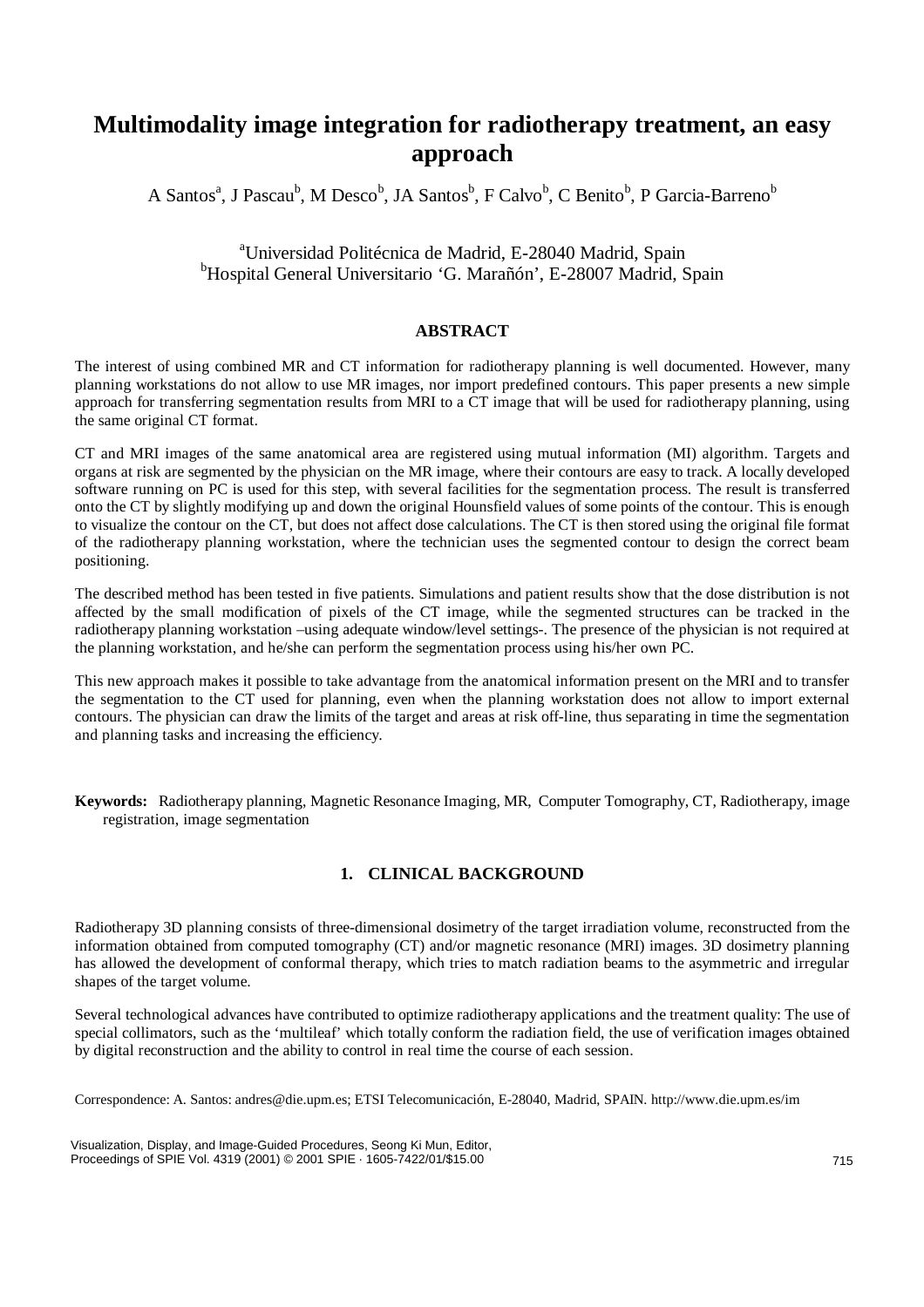# Multimodality image integration for radiotherapy treatment, an easy approach

A Santos[a], J Pascau[b], M Desco[b], JA Santos[b], F Calvo[b], C Benito[b], P Garcia-Barreno[b]

[a]Universidad Politécnica de Madrid, E-28040 Madrid, Spain
[b]Hospital General Universitario 'G. Marañón', E-28007 Madrid, Spain

## ABSTRACT

The interest of using combined MR and CT information for radiotherapy planning is well documented. However, many planning workstations do not allow to use MR images, nor import predefined contours. This paper presents a new simple approach for transferring segmentation results from MRI to a CT image that will be used for radiotherapy planning, using the same original CT format.

CT and MRI images of the same anatomical area are registered using mutual information (MI) algorithm. Targets and organs at risk are segmented by the physician on the MR image, where their contours are easy to track. A locally developed software running on PC is used for this step, with several facilities for the segmentation process. The result is transferred onto the CT by slightly modifying up and down the original Hounsfield values of some points of the contour. This is enough to visualize the contour on the CT, but does not affect dose calculations. The CT is then stored using the original file format of the radiotherapy planning workstation, where the technician uses the segmented contour to design the correct beam positioning.

The described method has been tested in five patients. Simulations and patient results show that the dose distribution is not affected by the small modification of pixels of the CT image, while the segmented structures can be tracked in the radiotherapy planning workstation –using adequate window/level settings-. The presence of the physician is not required at the planning workstation, and he/she can perform the segmentation process using his/her own PC.

This new approach makes it possible to take advantage from the anatomical information present on the MRI and to transfer the segmentation to the CT used for planning, even when the planning workstation does not allow to import external contours. The physician can draw the limits of the target and areas at risk off-line, thus separating in time the segmentation and planning tasks and increasing the efficiency.

**Keywords:** Radiotherapy planning, Magnetic Resonance Imaging, MR, Computer Tomography, CT, Radiotherapy, image registration, image segmentation

## 1. CLINICAL BACKGROUND

Radiotherapy 3D planning consists of three-dimensional dosimetry of the target irradiation volume, reconstructed from the information obtained from computed tomography (CT) and/or magnetic resonance (MRI) images. 3D dosimetry planning has allowed the development of conformal therapy, which tries to match radiation beams to the asymmetric and irregular shapes of the target volume.

Several technological advances have contributed to optimize radiotherapy applications and the treatment quality: The use of special collimators, such as the 'multileaf' which totally conform the radiation field, the use of verification images obtained by digital reconstruction and the ability to control in real time the course of each session.

Correspondence: A. Santos: andres@die.upm.es; ETSI Telecomunicación, E-28040, Madrid, SPAIN. http://www.die.upm.es/im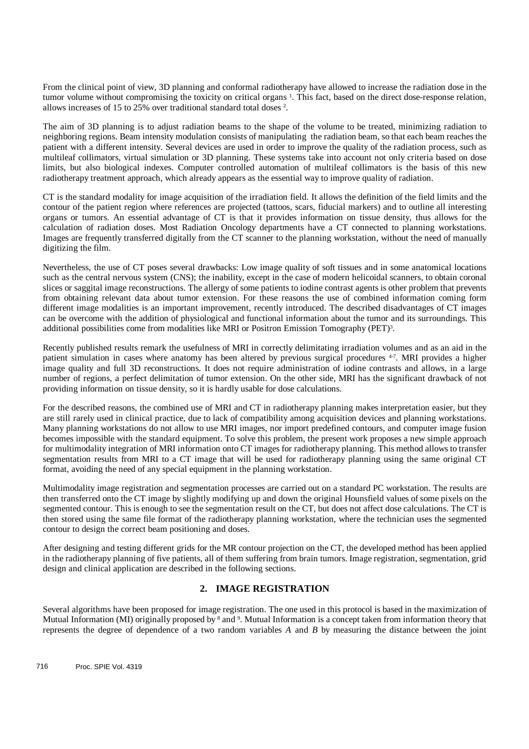From the clinical point of view, 3D planning and conformal radiotherapy have allowed to increase the radiation dose in the tumor volume without compromising the toxicity on critical organs [1]. This fact, based on the direct dose-response relation, allows increases of 15 to 25% over traditional standard total doses [2].

The aim of 3D planning is to adjust radiation beams to the shape of the volume to be treated, minimizing radiation to neighboring regions. Beam intensity modulation consists of manipulating the radiation beam, so that each beam reaches the patient with a different intensity. Several devices are used in order to improve the quality of the radiation process, such as multileaf collimators, virtual simulation or 3D planning. These systems take into account not only criteria based on dose limits, but also biological indexes. Computer controlled automation of multileaf collimators is the basis of this new radiotherapy treatment approach, which already appears as the essential way to improve quality of radiation.

CT is the standard modality for image acquisition of the irradiation field. It allows the definition of the field limits and the contour of the patient region where references are projected (tattoos, scars, fiducial markers) and to outline all interesting organs or tumors. An essential advantage of CT is that it provides information on tissue density, thus allows for the calculation of radiation doses. Most Radiation Oncology departments have a CT connected to planning workstations. Images are frequently transferred digitally from the CT scanner to the planning workstation, without the need of manually digitizing the film.

Nevertheless, the use of CT poses several drawbacks: Low image quality of soft tissues and in some anatomical locations such as the central nervous system (CNS); the inability, except in the case of modern helicoidal scanners, to obtain coronal slices or saggital image reconstructions. The allergy of some patients to iodine contrast agents is other problem that prevents from obtaining relevant data about tumor extension. For these reasons the use of combined information coming form different image modalities is an important improvement, recently introduced. The described disadvantages of CT images can be overcome with the addition of physiological and functional information about the tumor and its surroundings. This additional possibilities come from modalities like MRI or Positron Emission Tomography (PET)[3].

Recently published results remark the usefulness of MRI in correctly delimitating irradiation volumes and as an aid in the patient simulation in cases where anatomy has been altered by previous surgical procedures [4-7]. MRI provides a higher image quality and full 3D reconstructions. It does not require administration of iodine contrasts and allows, in a large number of regions, a perfect delimitation of tumor extension. On the other side, MRI has the significant drawback of not providing information on tissue density, so it is hardly usable for dose calculations.

For the described reasons, the combined use of MRI and CT in radiotherapy planning makes interpretation easier, but they are still rarely used in clinical practice, due to lack of compatibility among acquisition devices and planning workstations. Many planning workstations do not allow to use MRI images, nor import predefined contours, and computer image fusion becomes impossible with the standard equipment. To solve this problem, the present work proposes a new simple approach for multimodality integration of MRI information onto CT images for radiotherapy planning. This method allows to transfer segmentation results from MRI to a CT image that will be used for radiotherapy planning using the same original CT format, avoiding the need of any special equipment in the planning workstation.

Multimodality image registration and segmentation processes are carried out on a standard PC workstation. The results are then transferred onto the CT image by slightly modifying up and down the original Hounsfield values of some pixels on the segmented contour. This is enough to see the segmentation result on the CT, but does not affect dose calculations. The CT is then stored using the same file format of the radiotherapy planning workstation, where the technician uses the segmented contour to design the correct beam positioning and doses.

After designing and testing different grids for the MR contour projection on the CT, the developed method has been applied in the radiotherapy planning of five patients, all of them suffering from brain tumors. Image registration, segmentation, grid design and clinical application are described in the following sections.

## 2. IMAGE REGISTRATION

Several algorithms have been proposed for image registration. The one used in this protocol is based in the maximization of Mutual Information (MI) originally proposed by [8] and [9]. Mutual Information is a concept taken from information theory that represents the degree of dependence of a two random variables $A$ and $B$ by measuring the distance between the joint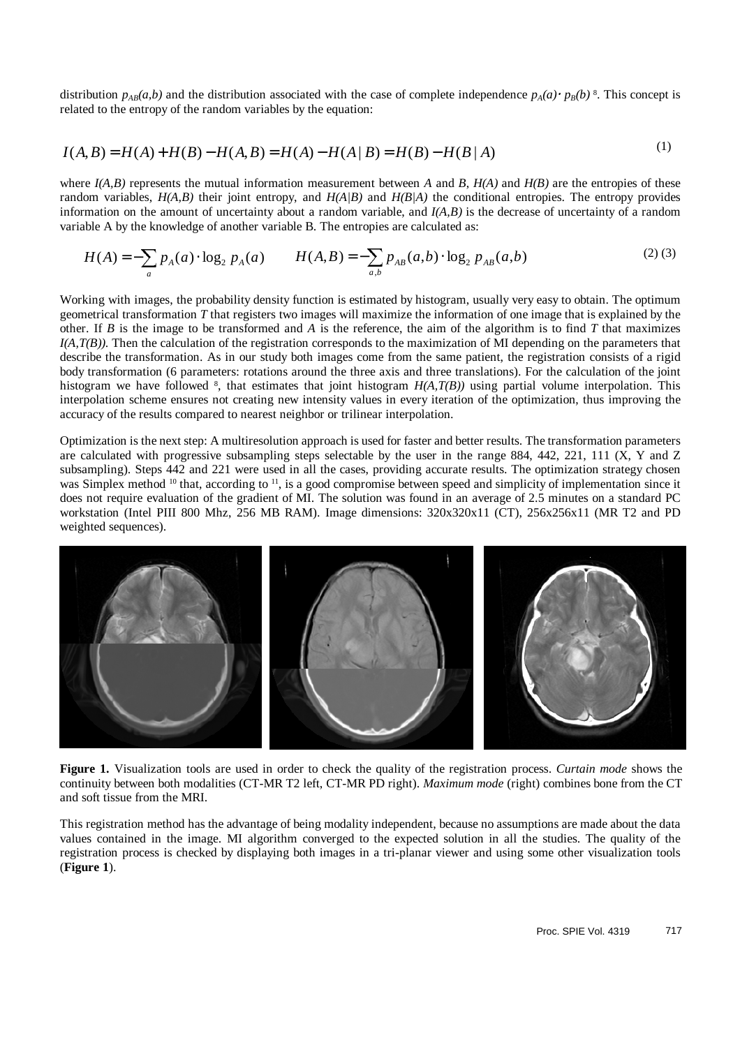distribution $p_{AB}(a,b)$ and the distribution associated with the case of complete independence $p_A(a) \cdot p_B(b)$ [8]. This concept is related to the entropy of the random variables by the equation:

$$I(A,B) = H(A) + H(B) - H(A,B) = H(A) - H(A|B) = H(B) - H(B|A) \tag{1}$$

where $I(A,B)$ represents the mutual information measurement between $A$ and $B$, $H(A)$ and $H(B)$ are the entropies of these random variables, $H(A,B)$ their joint entropy, and $H(A|B)$ and $H(B|A)$ the conditional entropies. The entropy provides information on the amount of uncertainty about a random variable, and $I(A,B)$ is the decrease of uncertainty of a random variable A by the knowledge of another variable B. The entropies are calculated as:

$$H(A) = -\sum_{a} p_A(a) \cdot \log_2 p_A(a) \qquad H(A,B) = -\sum_{a,b} p_{AB}(a,b) \cdot \log_2 p_{AB}(a,b) \tag{2 (3)}$$

Working with images, the probability density function is estimated by histogram, usually very easy to obtain. The optimum geometrical transformation $T$ that registers two images will maximize the information of one image that is explained by the other. If $B$ is the image to be transformed and $A$ is the reference, the aim of the algorithm is to find $T$ that maximizes $I(A,T(B))$. Then the calculation of the registration corresponds to the maximization of MI depending on the parameters that describe the transformation. As in our study both images come from the same patient, the registration consists of a rigid body transformation (6 parameters: rotations around the three axis and three translations). For the calculation of the joint histogram we have followed [8], that estimates that joint histogram $H(A,T(B))$ using partial volume interpolation. This interpolation scheme ensures not creating new intensity values in every iteration of the optimization, thus improving the accuracy of the results compared to nearest neighbor or trilinear interpolation.

Optimization is the next step: A multiresolution approach is used for faster and better results. The transformation parameters are calculated with progressive subsampling steps selectable by the user in the range 884, 442, 221, 111 (X, Y and Z subsampling). Steps 442 and 221 were used in all the cases, providing accurate results. The optimization strategy chosen was Simplex method [10] that, according to [11], is a good compromise between speed and simplicity of implementation since it does not require evaluation of the gradient of MI. The solution was found in an average of 2.5 minutes on a standard PC workstation (Intel PIII 800 Mhz, 256 MB RAM). Image dimensions: 320x320x11 (CT), 256x256x11 (MR T2 and PD weighted sequences).

**Figure 1.** Visualization tools are used in order to check the quality of the registration process. *Curtain mode* shows the continuity between both modalities (CT-MR T2 left, CT-MR PD right). *Maximum mode* (right) combines bone from the CT and soft tissue from the MRI.

This registration method has the advantage of being modality independent, because no assumptions are made about the data values contained in the image. MI algorithm converged to the expected solution in all the studies. The quality of the registration process is checked by displaying both images in a tri-planar viewer and using some other visualization tools (**Figure 1**).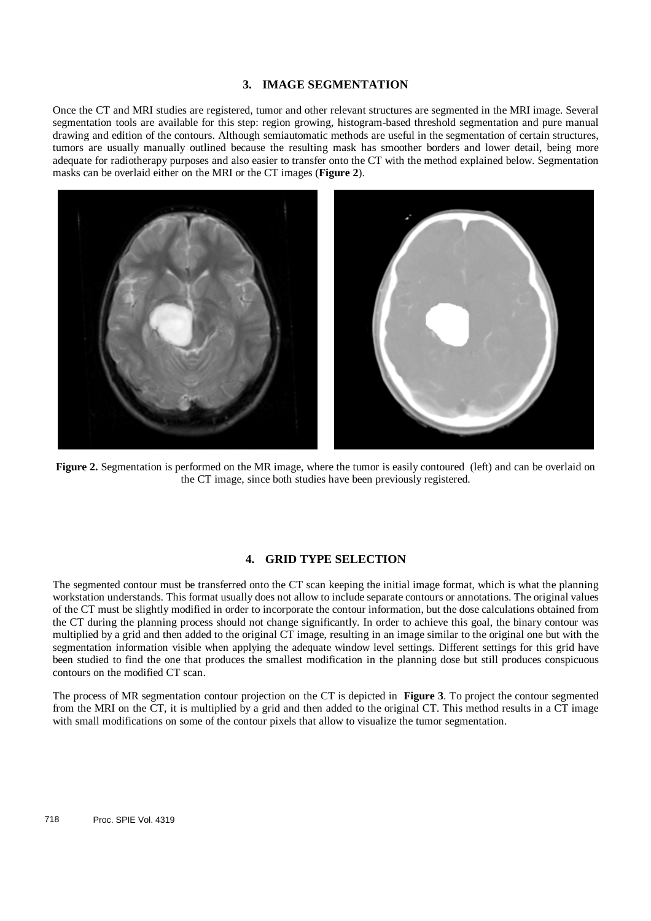## 3. IMAGE SEGMENTATION

Once the CT and MRI studies are registered, tumor and other relevant structures are segmented in the MRI image. Several segmentation tools are available for this step: region growing, histogram-based threshold segmentation and pure manual drawing and edition of the contours. Although semiautomatic methods are useful in the segmentation of certain structures, tumors are usually manually outlined because the resulting mask has smoother borders and lower detail, being more adequate for radiotherapy purposes and also easier to transfer onto the CT with the method explained below. Segmentation masks can be overlaid either on the MRI or the CT images (**Figure 2**).

**Figure 2.** Segmentation is performed on the MR image, where the tumor is easily contoured (left) and can be overlaid on the CT image, since both studies have been previously registered.

## 4. GRID TYPE SELECTION

The segmented contour must be transferred onto the CT scan keeping the initial image format, which is what the planning workstation understands. This format usually does not allow to include separate contours or annotations. The original values of the CT must be slightly modified in order to incorporate the contour information, but the dose calculations obtained from the CT during the planning process should not change significantly. In order to achieve this goal, the binary contour was multiplied by a grid and then added to the original CT image, resulting in an image similar to the original one but with the segmentation information visible when applying the adequate window level settings. Different settings for this grid have been studied to find the one that produces the smallest modification in the planning dose but still produces conspicuous contours on the modified CT scan.

The process of MR segmentation contour projection on the CT is depicted in **Figure 3**. To project the contour segmented from the MRI on the CT, it is multiplied by a grid and then added to the original CT. This method results in a CT image with small modifications on some of the contour pixels that allow to visualize the tumor segmentation.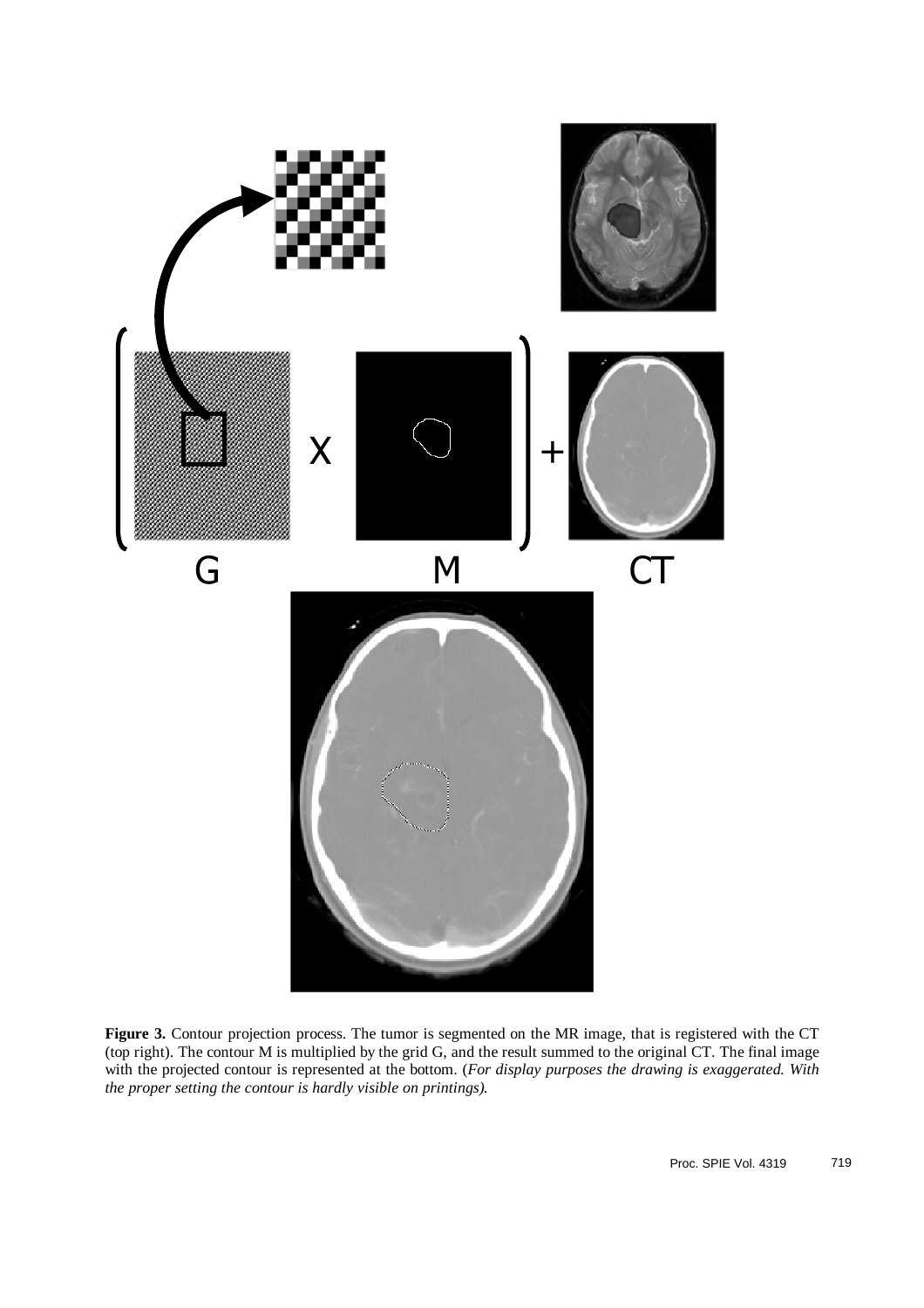**Figure 3.** Contour projection process. The tumor is segmented on the MR image, that is registered with the CT (top right). The contour M is multiplied by the grid G, and the result summed to the original CT. The final image with the projected contour is represented at the bottom. (*For display purposes the drawing is exaggerated. With the proper setting the contour is hardly visible on printings).*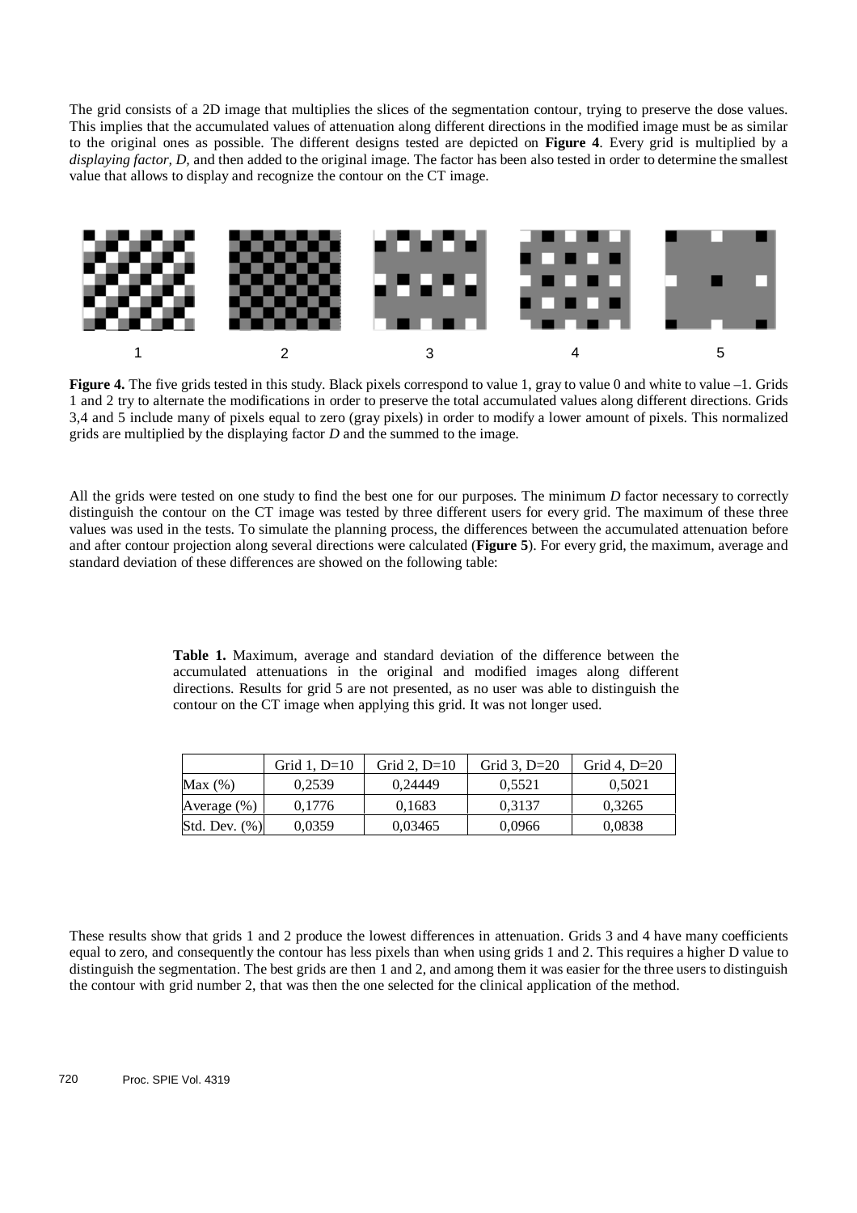The grid consists of a 2D image that multiplies the slices of the segmentation contour, trying to preserve the dose values. This implies that the accumulated values of attenuation along different directions in the modified image must be as similar to the original ones as possible. The different designs tested are depicted on **Figure 4**. Every grid is multiplied by a *displaying factor, D,* and then added to the original image. The factor has been also tested in order to determine the smallest value that allows to display and recognize the contour on the CT image.

1 2 3 4 5

**Figure 4.** The five grids tested in this study. Black pixels correspond to value 1, gray to value 0 and white to value –1. Grids 1 and 2 try to alternate the modifications in order to preserve the total accumulated values along different directions. Grids 3,4 and 5 include many of pixels equal to zero (gray pixels) in order to modify a lower amount of pixels. This normalized grids are multiplied by the displaying factor *D* and the summed to the image.

All the grids were tested on one study to find the best one for our purposes. The minimum *D* factor necessary to correctly distinguish the contour on the CT image was tested by three different users for every grid. The maximum of these three values was used in the tests. To simulate the planning process, the differences between the accumulated attenuation before and after contour projection along several directions were calculated (**Figure 5**). For every grid, the maximum, average and standard deviation of these differences are showed on the following table:

**Table 1.** Maximum, average and standard deviation of the difference between the accumulated attenuations in the original and modified images along different directions. Results for grid 5 are not presented, as no user was able to distinguish the contour on the CT image when applying this grid. It was not longer used.

| | Grid 1, D=10 | Grid 2, D=10 | Grid 3, D=20 | Grid 4, D=20 |
|---|---|---|---|---|
| Max (%) | 0,2539 | 0,24449 | 0,5521 | 0,5021 |
| Average (%) | 0,1776 | 0,1683 | 0,3137 | 0,3265 |
| Std. Dev. (%) | 0,0359 | 0,03465 | 0,0966 | 0,0838 |

These results show that grids 1 and 2 produce the lowest differences in attenuation. Grids 3 and 4 have many coefficients equal to zero, and consequently the contour has less pixels than when using grids 1 and 2. This requires a higher D value to distinguish the segmentation. The best grids are then 1 and 2, and among them it was easier for the three users to distinguish the contour with grid number 2, that was then the one selected for the clinical application of the method.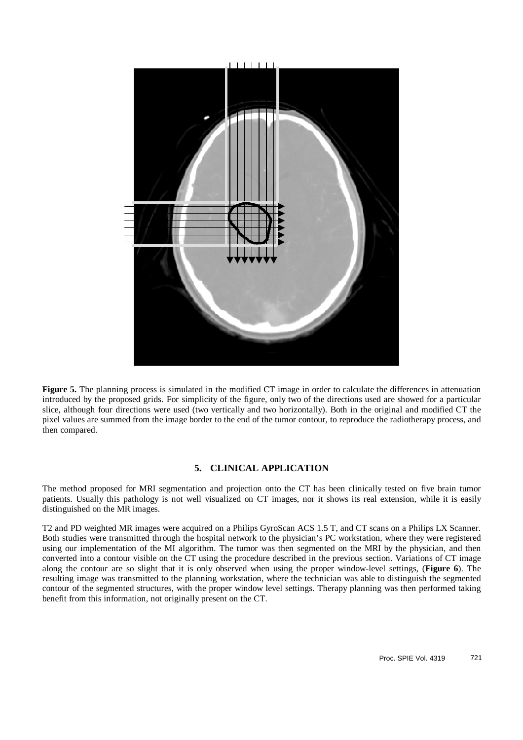**Figure 5.** The planning process is simulated in the modified CT image in order to calculate the differences in attenuation introduced by the proposed grids. For simplicity of the figure, only two of the directions used are showed for a particular slice, although four directions were used (two vertically and two horizontally). Both in the original and modified CT the pixel values are summed from the image border to the end of the tumor contour, to reproduce the radiotherapy process, and then compared.

## 5. CLINICAL APPLICATION

The method proposed for MRI segmentation and projection onto the CT has been clinically tested on five brain tumor patients. Usually this pathology is not well visualized on CT images, nor it shows its real extension, while it is easily distinguished on the MR images.

T2 and PD weighted MR images were acquired on a Philips GyroScan ACS 1.5 T, and CT scans on a Philips LX Scanner. Both studies were transmitted through the hospital network to the physician's PC workstation, where they were registered using our implementation of the MI algorithm. The tumor was then segmented on the MRI by the physician, and then converted into a contour visible on the CT using the procedure described in the previous section. Variations of CT image along the contour are so slight that it is only observed when using the proper window-level settings, (**Figure 6**). The resulting image was transmitted to the planning workstation, where the technician was able to distinguish the segmented contour of the segmented structures, with the proper window level settings. Therapy planning was then performed taking benefit from this information, not originally present on the CT.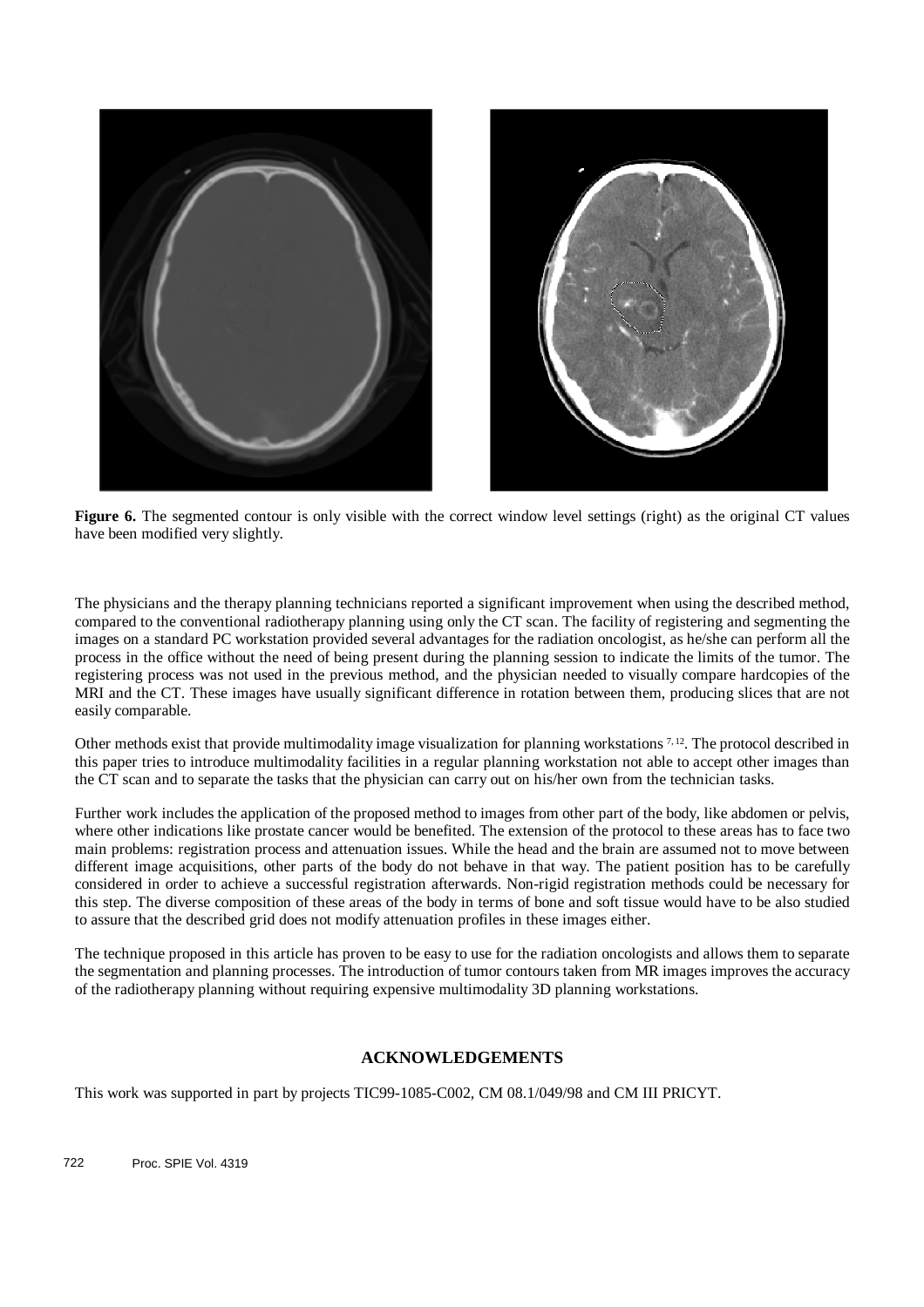**Figure 6.** The segmented contour is only visible with the correct window level settings (right) as the original CT values have been modified very slightly.

The physicians and the therapy planning technicians reported a significant improvement when using the described method, compared to the conventional radiotherapy planning using only the CT scan. The facility of registering and segmenting the images on a standard PC workstation provided several advantages for the radiation oncologist, as he/she can perform all the process in the office without the need of being present during the planning session to indicate the limits of the tumor. The registering process was not used in the previous method, and the physician needed to visually compare hardcopies of the MRI and the CT. These images have usually significant difference in rotation between them, producing slices that are not easily comparable.

Other methods exist that provide multimodality image visualization for planning workstations [7, 12]. The protocol described in this paper tries to introduce multimodality facilities in a regular planning workstation not able to accept other images than the CT scan and to separate the tasks that the physician can carry out on his/her own from the technician tasks.

Further work includes the application of the proposed method to images from other part of the body, like abdomen or pelvis, where other indications like prostate cancer would be benefited. The extension of the protocol to these areas has to face two main problems: registration process and attenuation issues. While the head and the brain are assumed not to move between different image acquisitions, other parts of the body do not behave in that way. The patient position has to be carefully considered in order to achieve a successful registration afterwards. Non-rigid registration methods could be necessary for this step. The diverse composition of these areas of the body in terms of bone and soft tissue would have to be also studied to assure that the described grid does not modify attenuation profiles in these images either.

The technique proposed in this article has proven to be easy to use for the radiation oncologists and allows them to separate the segmentation and planning processes. The introduction of tumor contours taken from MR images improves the accuracy of the radiotherapy planning without requiring expensive multimodality 3D planning workstations.

## ACKNOWLEDGEMENTS

This work was supported in part by projects TIC99-1085-C002, CM 08.1/049/98 and CM III PRICYT.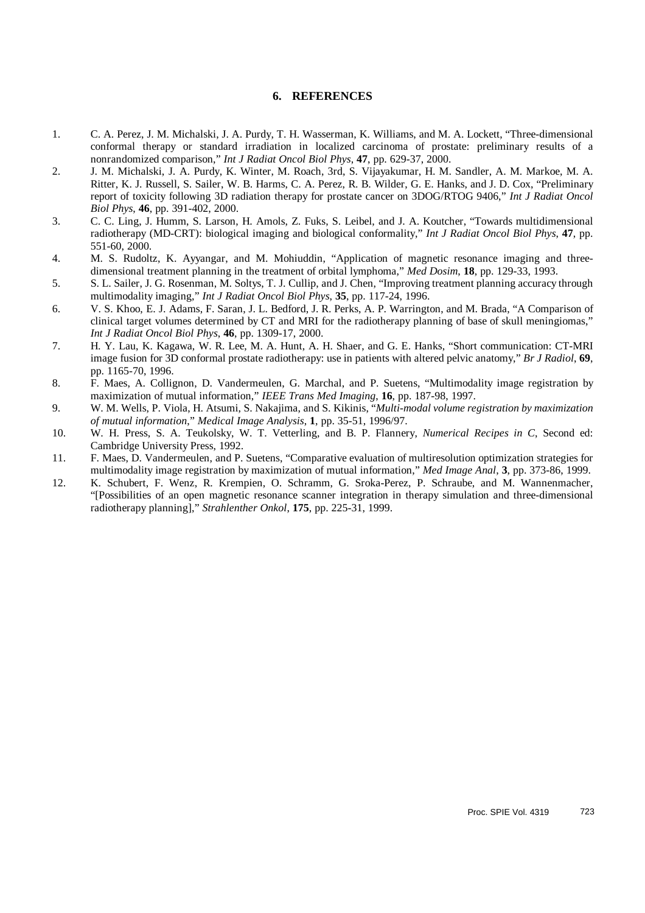## 6. REFERENCES

1. C. A. Perez, J. M. Michalski, J. A. Purdy, T. H. Wasserman, K. Williams, and M. A. Lockett, "Three-dimensional conformal therapy or standard irradiation in localized carcinoma of prostate: preliminary results of a nonrandomized comparison," *Int J Radiat Oncol Biol Phys*, **47**, pp. 629-37, 2000.
2. J. M. Michalski, J. A. Purdy, K. Winter, M. Roach, 3rd, S. Vijayakumar, H. M. Sandler, A. M. Markoe, M. A. Ritter, K. J. Russell, S. Sailer, W. B. Harms, C. A. Perez, R. B. Wilder, G. E. Hanks, and J. D. Cox, "Preliminary report of toxicity following 3D radiation therapy for prostate cancer on 3DOG/RTOG 9406," *Int J Radiat Oncol Biol Phys*, **46**, pp. 391-402, 2000.
3. C. C. Ling, J. Humm, S. Larson, H. Amols, Z. Fuks, S. Leibel, and J. A. Koutcher, "Towards multidimensional radiotherapy (MD-CRT): biological imaging and biological conformality," *Int J Radiat Oncol Biol Phys*, **47**, pp. 551-60, 2000.
4. M. S. Rudoltz, K. Ayyangar, and M. Mohiuddin, "Application of magnetic resonance imaging and three-dimensional treatment planning in the treatment of orbital lymphoma," *Med Dosim*, **18**, pp. 129-33, 1993.
5. S. L. Sailer, J. G. Rosenman, M. Soltys, T. J. Cullip, and J. Chen, "Improving treatment planning accuracy through multimodality imaging," *Int J Radiat Oncol Biol Phys*, **35**, pp. 117-24, 1996.
6. V. S. Khoo, E. J. Adams, F. Saran, J. L. Bedford, J. R. Perks, A. P. Warrington, and M. Brada, "A Comparison of clinical target volumes determined by CT and MRI for the radiotherapy planning of base of skull meningiomas," *Int J Radiat Oncol Biol Phys*, **46**, pp. 1309-17, 2000.
7. H. Y. Lau, K. Kagawa, W. R. Lee, M. A. Hunt, A. H. Shaer, and G. E. Hanks, "Short communication: CT-MRI image fusion for 3D conformal prostate radiotherapy: use in patients with altered pelvic anatomy," *Br J Radiol*, **69**, pp. 1165-70, 1996.
8. F. Maes, A. Collignon, D. Vandermeulen, G. Marchal, and P. Suetens, "Multimodality image registration by maximization of mutual information," *IEEE Trans Med Imaging*, **16**, pp. 187-98, 1997.
9. W. M. Wells, P. Viola, H. Atsumi, S. Nakajima, and S. Kikinis, "*Multi-modal volume registration by maximization of mutual information*," *Medical Image Analysis*, **1**, pp. 35-51, 1996/97.
10. W. H. Press, S. A. Teukolsky, W. T. Vetterling, and B. P. Flannery, *Numerical Recipes in C*, Second ed: Cambridge University Press, 1992.
11. F. Maes, D. Vandermeulen, and P. Suetens, "Comparative evaluation of multiresolution optimization strategies for multimodality image registration by maximization of mutual information," *Med Image Anal*, **3**, pp. 373-86, 1999.
12. K. Schubert, F. Wenz, R. Krempien, O. Schramm, G. Sroka-Perez, P. Schraube, and M. Wannenmacher, "[Possibilities of an open magnetic resonance scanner integration in therapy simulation and three-dimensional radiotherapy planning]," *Strahlenther Onkol*, **175**, pp. 225-31, 1999.